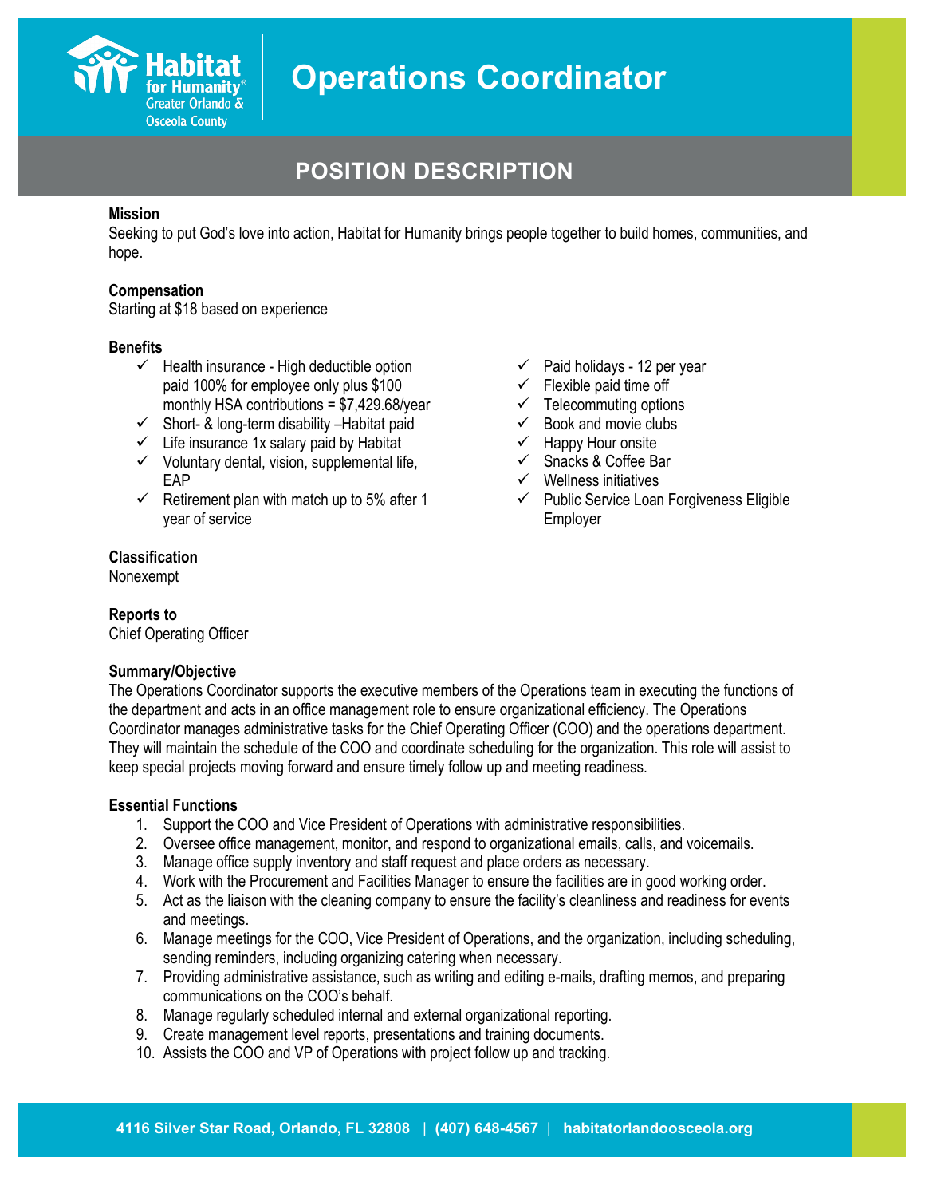# Operations Coordinator

## POSITION DESCRIPTION

**Mission**
Seeking to put God's love into action, Habitat for Humanity brings people together to build homes, communities, and hope.

**Compensation**
Starting at $18 based on experience

**Benefits**
- ✓ Health insurance - High deductible option paid 100% for employee only plus $100 monthly HSA contributions = $7,429.68/year
- ✓ Short- & long-term disability –Habitat paid
- ✓ Life insurance 1x salary paid by Habitat
- ✓ Voluntary dental, vision, supplemental life, EAP
- ✓ Retirement plan with match up to 5% after 1 year of service
- ✓ Paid holidays - 12 per year
- ✓ Flexible paid time off
- ✓ Telecommuting options
- ✓ Book and movie clubs
- ✓ Happy Hour onsite
- ✓ Snacks & Coffee Bar
- ✓ Wellness initiatives
- ✓ Public Service Loan Forgiveness Eligible Employer

**Classification**
Nonexempt

**Reports to**
Chief Operating Officer

**Summary/Objective**
The Operations Coordinator supports the executive members of the Operations team in executing the functions of the department and acts in an office management role to ensure organizational efficiency. The Operations Coordinator manages administrative tasks for the Chief Operating Officer (COO) and the operations department. They will maintain the schedule of the COO and coordinate scheduling for the organization. This role will assist to keep special projects moving forward and ensure timely follow up and meeting readiness.

**Essential Functions**
1. Support the COO and Vice President of Operations with administrative responsibilities.
2. Oversee office management, monitor, and respond to organizational emails, calls, and voicemails.
3. Manage office supply inventory and staff request and place orders as necessary.
4. Work with the Procurement and Facilities Manager to ensure the facilities are in good working order.
5. Act as the liaison with the cleaning company to ensure the facility's cleanliness and readiness for events and meetings.
6. Manage meetings for the COO, Vice President of Operations, and the organization, including scheduling, sending reminders, including organizing catering when necessary.
7. Providing administrative assistance, such as writing and editing e-mails, drafting memos, and preparing communications on the COO's behalf.
8. Manage regularly scheduled internal and external organizational reporting.
9. Create management level reports, presentations and training documents.
10. Assists the COO and VP of Operations with project follow up and tracking.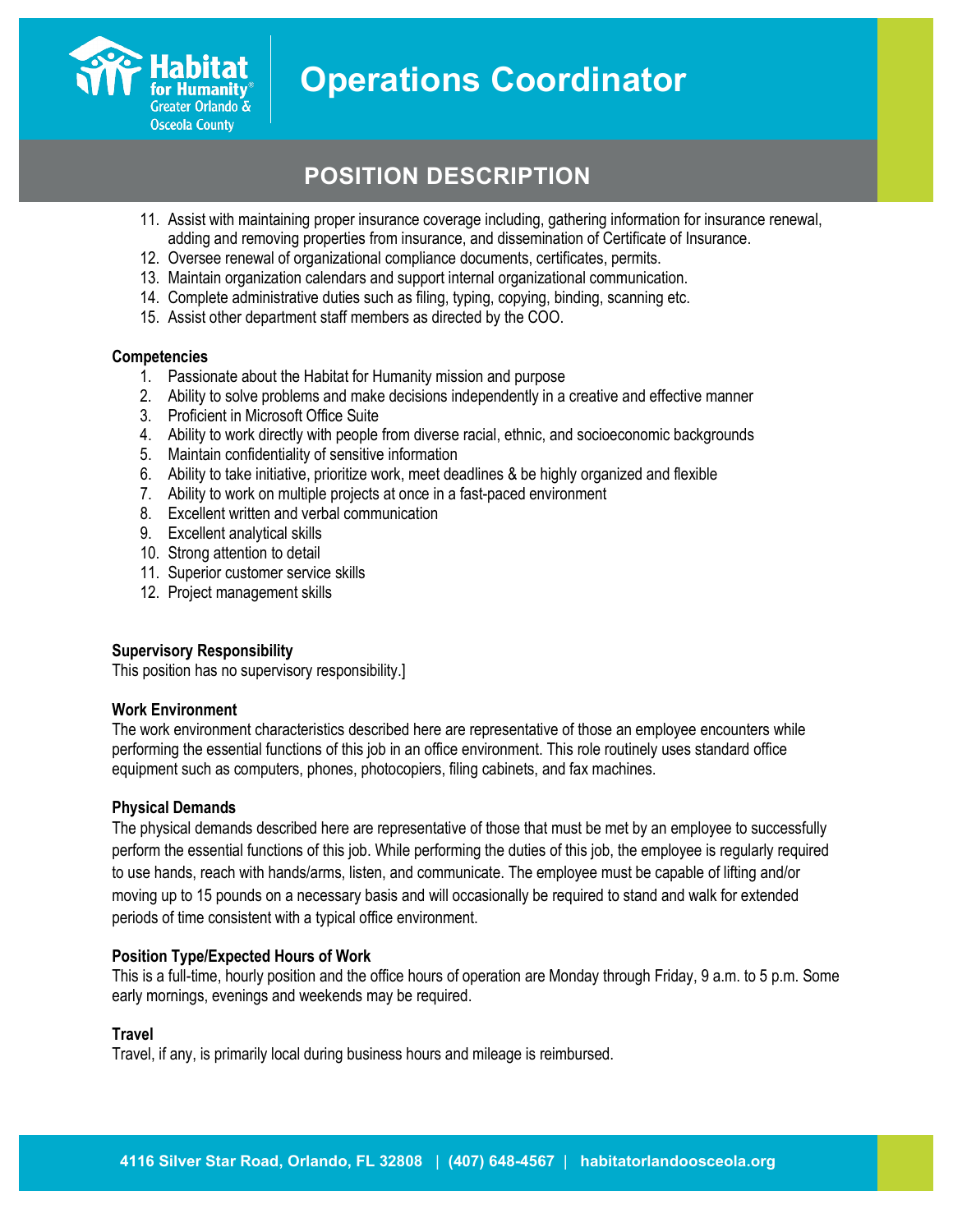11. Assist with maintaining proper insurance coverage including, gathering information for insurance renewal, adding and removing properties from insurance, and dissemination of Certificate of Insurance.
12. Oversee renewal of organizational compliance documents, certificates, permits.
13. Maintain organization calendars and support internal organizational communication.
14. Complete administrative duties such as filing, typing, copying, binding, scanning etc.
15. Assist other department staff members as directed by the COO.

**Competencies**

1. Passionate about the Habitat for Humanity mission and purpose
2. Ability to solve problems and make decisions independently in a creative and effective manner
3. Proficient in Microsoft Office Suite
4. Ability to work directly with people from diverse racial, ethnic, and socioeconomic backgrounds
5. Maintain confidentiality of sensitive information
6. Ability to take initiative, prioritize work, meet deadlines & be highly organized and flexible
7. Ability to work on multiple projects at once in a fast-paced environment
8. Excellent written and verbal communication
9. Excellent analytical skills
10. Strong attention to detail
11. Superior customer service skills
12. Project management skills

**Supervisory Responsibility**

This position has no supervisory responsibility.]

**Work Environment**

The work environment characteristics described here are representative of those an employee encounters while performing the essential functions of this job in an office environment. This role routinely uses standard office equipment such as computers, phones, photocopiers, filing cabinets, and fax machines.

**Physical Demands**

The physical demands described here are representative of those that must be met by an employee to successfully perform the essential functions of this job. While performing the duties of this job, the employee is regularly required to use hands, reach with hands/arms, listen, and communicate. The employee must be capable of lifting and/or moving up to 15 pounds on a necessary basis and will occasionally be required to stand and walk for extended periods of time consistent with a typical office environment.

**Position Type/Expected Hours of Work**

This is a full-time, hourly position and the office hours of operation are Monday through Friday, 9 a.m. to 5 p.m. Some early mornings, evenings and weekends may be required.

**Travel**

Travel, if any, is primarily local during business hours and mileage is reimbursed.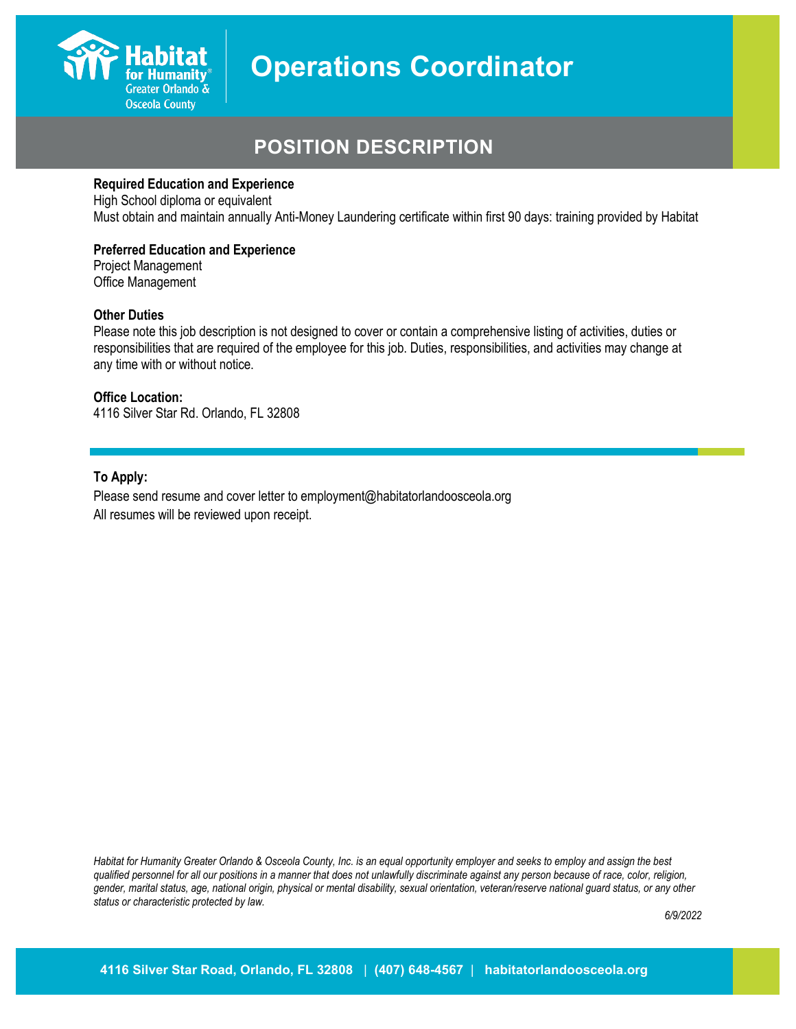# Operations Coordinator

## POSITION DESCRIPTION

**Required Education and Experience**
High School diploma or equivalent
Must obtain and maintain annually Anti-Money Laundering certificate within first 90 days: training provided by Habitat

**Preferred Education and Experience**
Project Management
Office Management

**Other Duties**
Please note this job description is not designed to cover or contain a comprehensive listing of activities, duties or responsibilities that are required of the employee for this job. Duties, responsibilities, and activities may change at any time with or without notice.

**Office Location:**
4116 Silver Star Rd. Orlando, FL 32808

---

**To Apply:**
Please send resume and cover letter to employment@habitatorlandoosceola.org
All resumes will be reviewed upon receipt.

*Habitat for Humanity Greater Orlando & Osceola County, Inc. is an equal opportunity employer and seeks to employ and assign the best qualified personnel for all our positions in a manner that does not unlawfully discriminate against any person because of race, color, religion, gender, marital status, age, national origin, physical or mental disability, sexual orientation, veteran/reserve national guard status, or any other status or characteristic protected by law.*

*6/9/2022*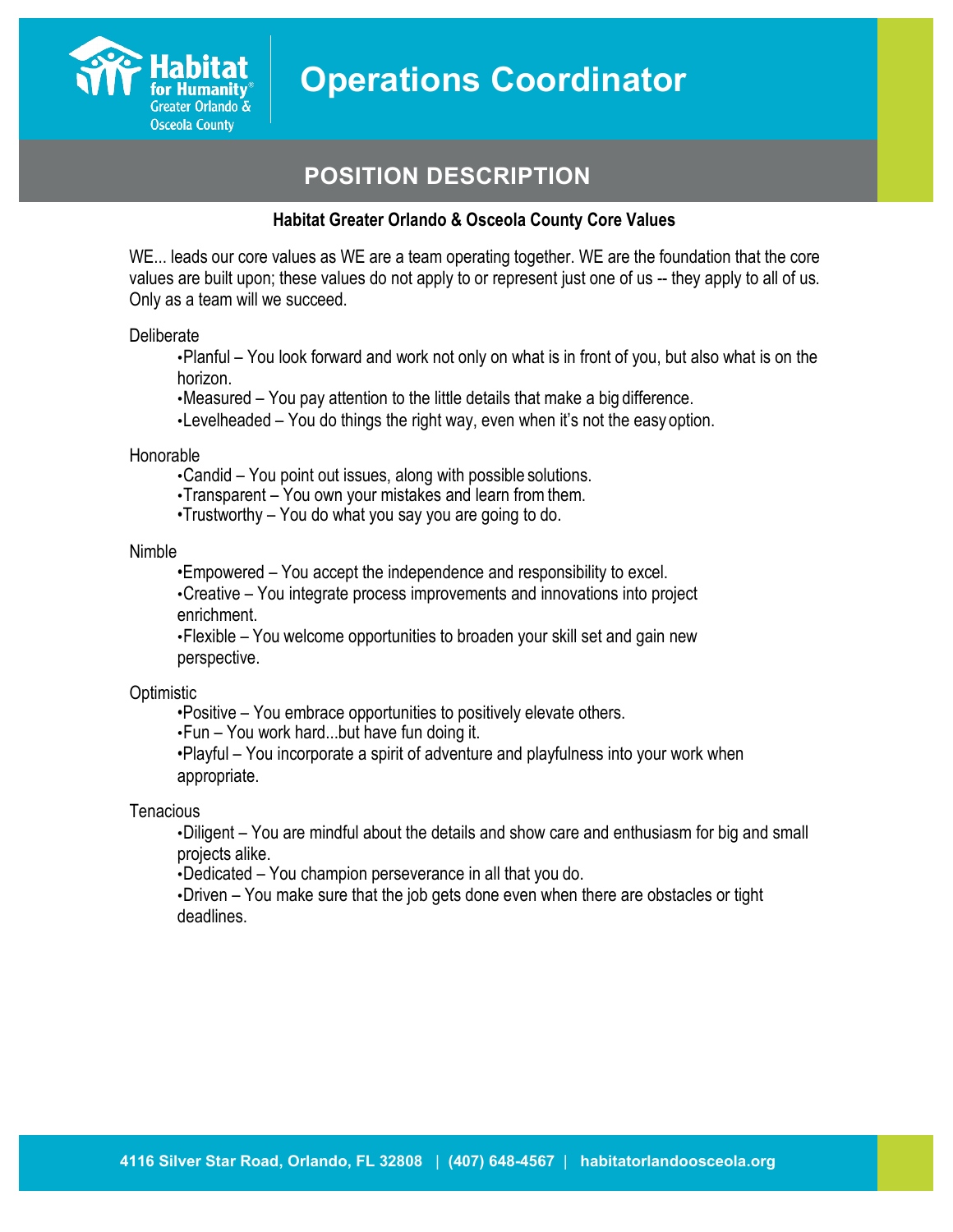# Operations Coordinator

## POSITION DESCRIPTION

**Habitat Greater Orlando & Osceola County Core Values**

WE... leads our core values as WE are a team operating together. WE are the foundation that the core values are built upon; these values do not apply to or represent just one of us -- they apply to all of us. Only as a team will we succeed.

Deliberate

- Planful – You look forward and work not only on what is in front of you, but also what is on the horizon.
- Measured – You pay attention to the little details that make a big difference.
- Levelheaded – You do things the right way, even when it's not the easy option.

Honorable

- Candid – You point out issues, along with possible solutions.
- Transparent – You own your mistakes and learn from them.
- Trustworthy – You do what you say you are going to do.

Nimble

- Empowered – You accept the independence and responsibility to excel.
- Creative – You integrate process improvements and innovations into project enrichment.
- Flexible – You welcome opportunities to broaden your skill set and gain new perspective.

Optimistic

- Positive – You embrace opportunities to positively elevate others.
- Fun – You work hard...but have fun doing it.
- Playful – You incorporate a spirit of adventure and playfulness into your work when appropriate.

Tenacious

- Diligent – You are mindful about the details and show care and enthusiasm for big and small projects alike.
- Dedicated – You champion perseverance in all that you do.
- Driven – You make sure that the job gets done even when there are obstacles or tight deadlines.